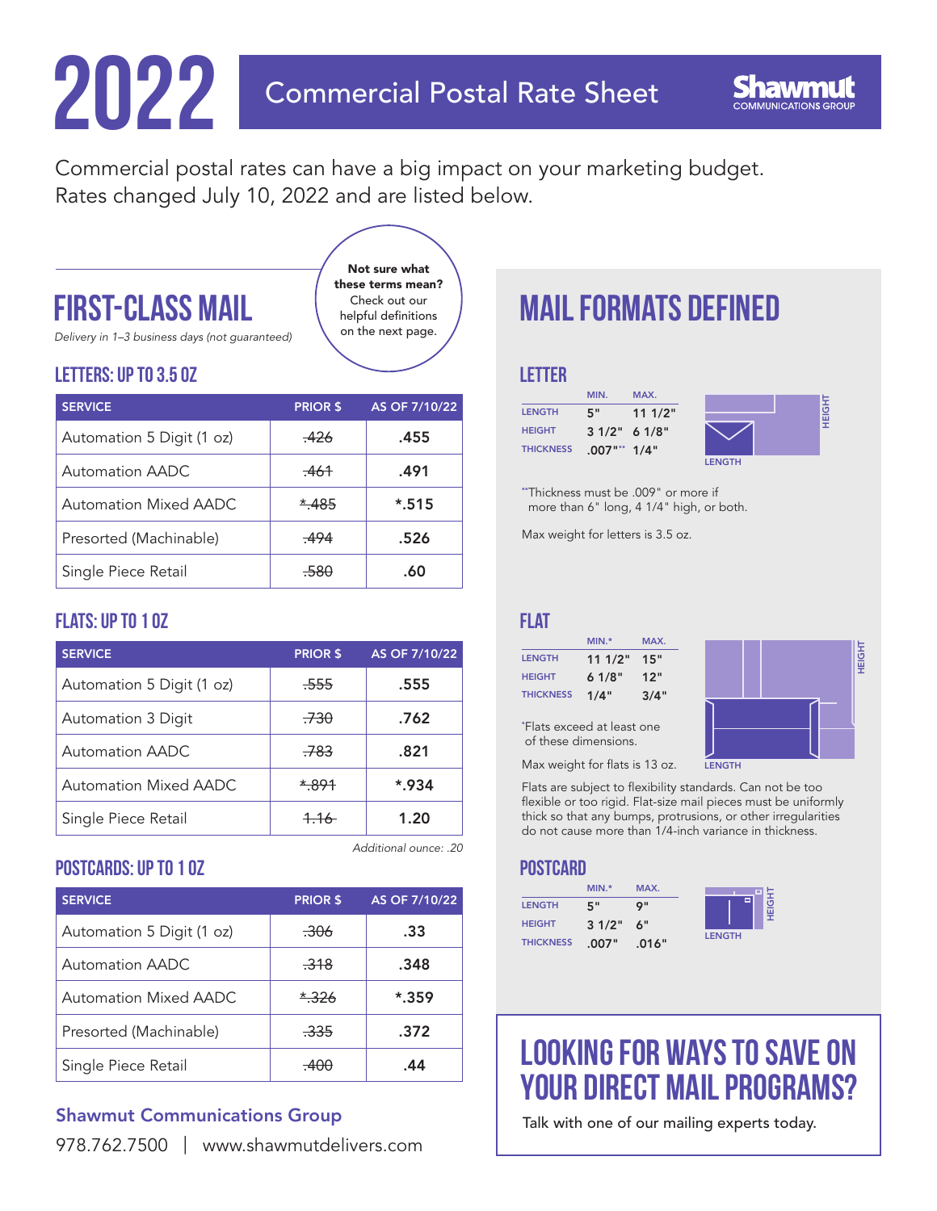# 2022 Commercial Postal Rate Sheet

Shawmut COMMUNICATIONS GROUP

Commercial postal rates can have a big impact on your marketing budget. Rates changed July 10, 2022 and are listed below.

## FIRST-CLASS MAIL

*Delivery in 1–3 business days (not guaranteed)*

**Not sure what these terms mean?** Check out our helpful definitions on the next page.

### LETTERS: UP TO 3.5 OZ

| SERVICE | PRIOR $ | AS OF 7/10/22 |
|---|---|---|
| Automation 5 Digit (1 oz) | ~~.426~~ | **.455** |
| Automation AADC | ~~.461~~ | **.491** |
| Automation Mixed AADC | ~~*.485~~ | ***.515** |
| Presorted (Machinable) | ~~.494~~ | **.526** |
| Single Piece Retail | ~~.580~~ | **.60** |

### FLATS: UP TO 1 OZ

| SERVICE | PRIOR $ | AS OF 7/10/22 |
|---|---|---|
| Automation 5 Digit (1 oz) | ~~.555~~ | **.555** |
| Automation 3 Digit | ~~.730~~ | **.762** |
| Automation AADC | ~~.783~~ | **.821** |
| Automation Mixed AADC | ~~*.891~~ | ***.934** |
| Single Piece Retail | ~~1.16~~ | **1.20** |

*Additional ounce: .20*

### POSTCARDS: UP TO 1 OZ

| SERVICE | PRIOR $ | AS OF 7/10/22 |
|---|---|---|
| Automation 5 Digit (1 oz) | ~~.306~~ | **.33** |
| Automation AADC | ~~.318~~ | **.348** |
| Automation Mixed AADC | ~~*.326~~ | ***.359** |
| Presorted (Machinable) | ~~.335~~ | **.372** |
| Single Piece Retail | ~~.400~~ | **.44** |

## MAIL FORMATS DEFINED

### LETTER

| | MIN. | MAX. |
|---|---|---|
| LENGTH | 5" | 11 1/2" |
| HEIGHT | 3 1/2" | 6 1/8" |
| THICKNESS | .007"** | 1/4" |

**Thickness must be .009" or more if more than 6" long, 4 1/4" high, or both.

Max weight for letters is 3.5 oz.

### FLAT

| | MIN.* | MAX. |
|---|---|---|
| LENGTH | 11 1/2" | 15" |
| HEIGHT | 6 1/8" | 12" |
| THICKNESS | 1/4" | 3/4" |

*Flats exceed at least one of these dimensions.

Max weight for flats is 13 oz.

Flats are subject to flexibility standards. Can not be too flexible or too rigid. Flat-size mail pieces must be uniformly thick so that any bumps, protrusions, or other irregularities do not cause more than 1/4-inch variance in thickness.

### POSTCARD

| | MIN.* | MAX. |
|---|---|---|
| LENGTH | 5" | 9" |
| HEIGHT | 3 1/2" | 6" |
| THICKNESS | .007" | .016" |

## LOOKING FOR WAYS TO SAVE ON YOUR DIRECT MAIL PROGRAMS?

Talk with one of our mailing experts today.

**Shawmut Communications Group**

978.762.7500 | www.shawmutdelivers.com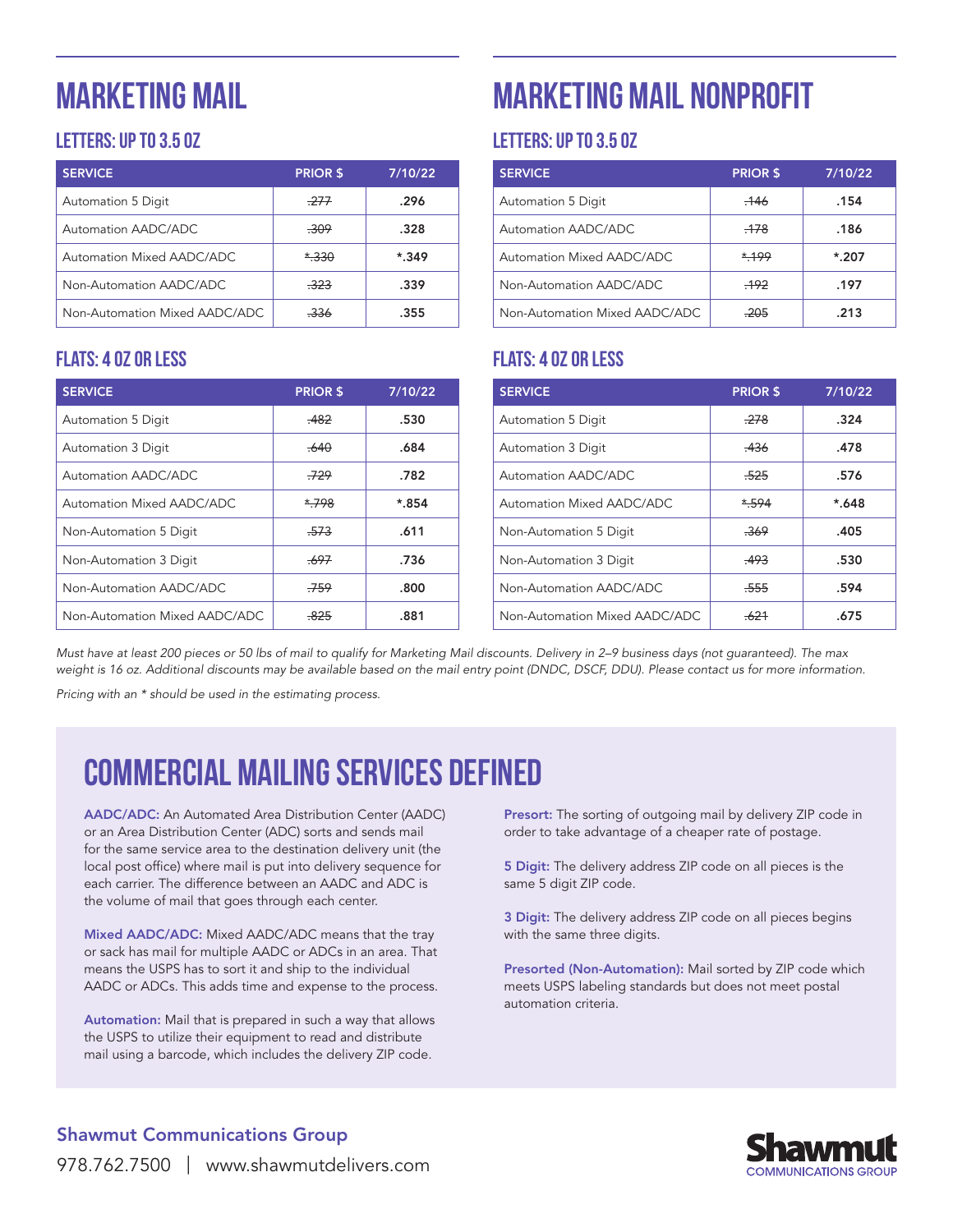# MARKETING MAIL

## LETTERS: UP TO 3.5 OZ

| SERVICE | PRIOR $ | 7/10/22 |
| --- | --- | --- |
| Automation 5 Digit | ~~.277~~ | **.296** |
| Automation AADC/ADC | ~~.309~~ | **.328** |
| Automation Mixed AADC/ADC | ~~*.330~~ | **\*.349** |
| Non-Automation AADC/ADC | ~~.323~~ | **.339** |
| Non-Automation Mixed AADC/ADC | ~~.336~~ | **.355** |

## FLATS: 4 OZ OR LESS

| SERVICE | PRIOR $ | 7/10/22 |
| --- | --- | --- |
| Automation 5 Digit | ~~.482~~ | **.530** |
| Automation 3 Digit | ~~.640~~ | **.684** |
| Automation AADC/ADC | ~~.729~~ | **.782** |
| Automation Mixed AADC/ADC | ~~*.798~~ | **\*.854** |
| Non-Automation 5 Digit | ~~.573~~ | **.611** |
| Non-Automation 3 Digit | ~~.697~~ | **.736** |
| Non-Automation AADC/ADC | ~~.759~~ | **.800** |
| Non-Automation Mixed AADC/ADC | ~~.825~~ | **.881** |

# MARKETING MAIL NONPROFIT

## LETTERS: UP TO 3.5 OZ

| SERVICE | PRIOR $ | 7/10/22 |
| --- | --- | --- |
| Automation 5 Digit | ~~.146~~ | **.154** |
| Automation AADC/ADC | ~~.178~~ | **.186** |
| Automation Mixed AADC/ADC | ~~*.199~~ | **\*.207** |
| Non-Automation AADC/ADC | ~~.192~~ | **.197** |
| Non-Automation Mixed AADC/ADC | ~~.205~~ | **.213** |

## FLATS: 4 OZ OR LESS

| SERVICE | PRIOR $ | 7/10/22 |
| --- | --- | --- |
| Automation 5 Digit | ~~.278~~ | **.324** |
| Automation 3 Digit | ~~.436~~ | **.478** |
| Automation AADC/ADC | ~~.525~~ | **.576** |
| Automation Mixed AADC/ADC | ~~*.594~~ | **\*.648** |
| Non-Automation 5 Digit | ~~.369~~ | **.405** |
| Non-Automation 3 Digit | ~~.493~~ | **.530** |
| Non-Automation AADC/ADC | ~~.555~~ | **.594** |
| Non-Automation Mixed AADC/ADC | ~~.621~~ | **.675** |

*Must have at least 200 pieces or 50 lbs of mail to qualify for Marketing Mail discounts. Delivery in 2–9 business days (not guaranteed). The max weight is 16 oz. Additional discounts may be available based on the mail entry point (DNDC, DSCF, DDU). Please contact us for more information.*

*Pricing with an * should be used in the estimating process.*

# COMMERCIAL MAILING SERVICES DEFINED

**AADC/ADC:** An Automated Area Distribution Center (AADC) or an Area Distribution Center (ADC) sorts and sends mail for the same service area to the destination delivery unit (the local post office) where mail is put into delivery sequence for each carrier. The difference between an AADC and ADC is the volume of mail that goes through each center.

**Mixed AADC/ADC:** Mixed AADC/ADC means that the tray or sack has mail for multiple AADC or ADCs in an area. That means the USPS has to sort it and ship to the individual AADC or ADCs. This adds time and expense to the process.

**Automation:** Mail that is prepared in such a way that allows the USPS to utilize their equipment to read and distribute mail using a barcode, which includes the delivery ZIP code.

**Presort:** The sorting of outgoing mail by delivery ZIP code in order to take advantage of a cheaper rate of postage.

**5 Digit:** The delivery address ZIP code on all pieces is the same 5 digit ZIP code.

**3 Digit:** The delivery address ZIP code on all pieces begins with the same three digits.

**Presorted (Non-Automation):** Mail sorted by ZIP code which meets USPS labeling standards but does not meet postal automation criteria.

**Shawmut Communications Group**

978.762.7500 | www.shawmutdelivers.com

Shawmut COMMUNICATIONS GROUP